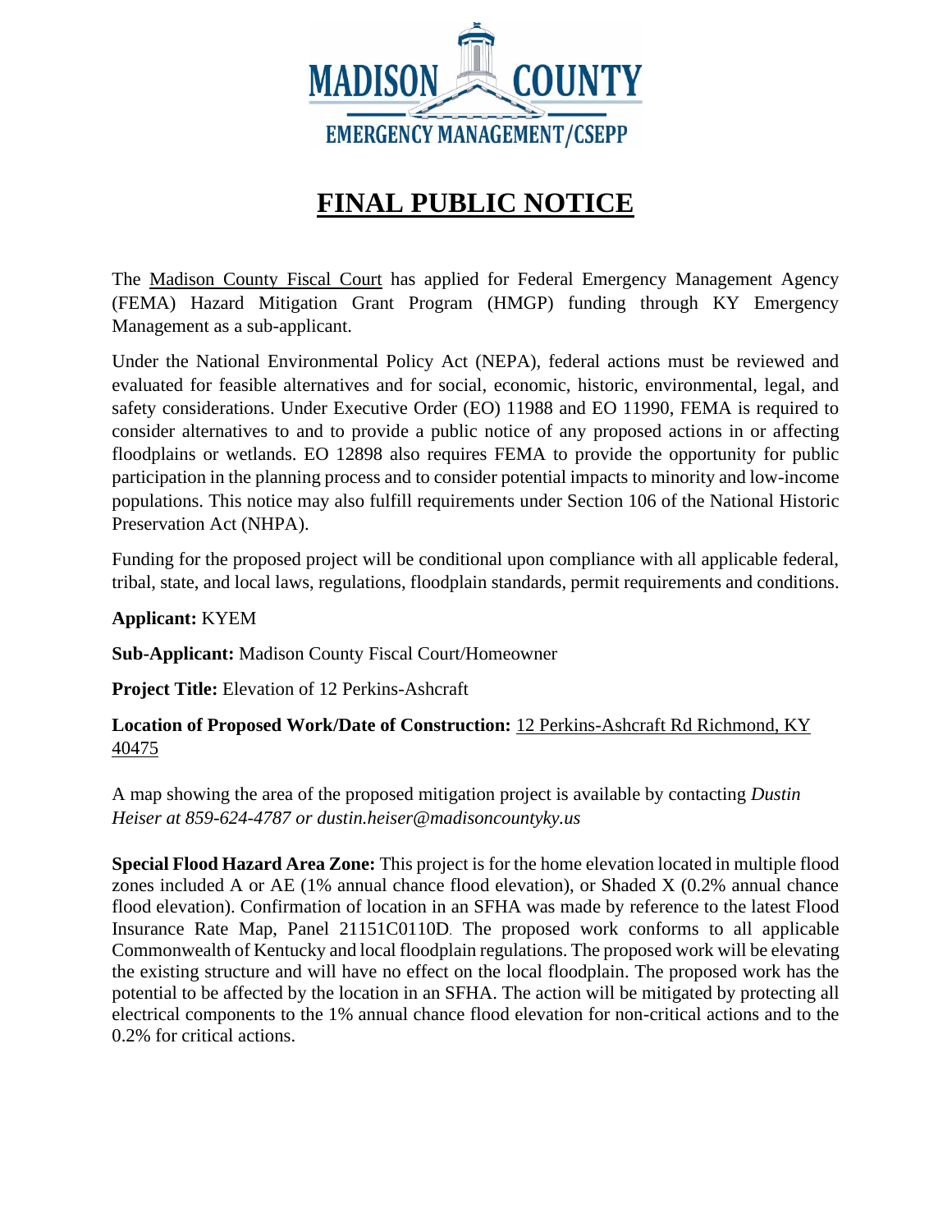MADISON COUNTY
EMERGENCY MANAGEMENT/CSEPP

# FINAL PUBLIC NOTICE

The Madison County Fiscal Court has applied for Federal Emergency Management Agency (FEMA) Hazard Mitigation Grant Program (HMGP) funding through KY Emergency Management as a sub-applicant.

Under the National Environmental Policy Act (NEPA), federal actions must be reviewed and evaluated for feasible alternatives and for social, economic, historic, environmental, legal, and safety considerations. Under Executive Order (EO) 11988 and EO 11990, FEMA is required to consider alternatives to and to provide a public notice of any proposed actions in or affecting floodplains or wetlands. EO 12898 also requires FEMA to provide the opportunity for public participation in the planning process and to consider potential impacts to minority and low-income populations. This notice may also fulfill requirements under Section 106 of the National Historic Preservation Act (NHPA).

Funding for the proposed project will be conditional upon compliance with all applicable federal, tribal, state, and local laws, regulations, floodplain standards, permit requirements and conditions.

**Applicant:** KYEM

**Sub-Applicant:** Madison County Fiscal Court/Homeowner

**Project Title:** Elevation of 12 Perkins-Ashcraft

**Location of Proposed Work/Date of Construction:** 12 Perkins-Ashcraft Rd Richmond, KY 40475

A map showing the area of the proposed mitigation project is available by contacting *Dustin Heiser at 859-624-4787 or dustin.heiser@madisoncountyky.us*

**Special Flood Hazard Area Zone:** This project is for the home elevation located in multiple flood zones included A or AE (1% annual chance flood elevation), or Shaded X (0.2% annual chance flood elevation). Confirmation of location in an SFHA was made by reference to the latest Flood Insurance Rate Map, Panel 21151C0110D. The proposed work conforms to all applicable Commonwealth of Kentucky and local floodplain regulations. The proposed work will be elevating the existing structure and will have no effect on the local floodplain. The proposed work has the potential to be affected by the location in an SFHA. The action will be mitigated by protecting all electrical components to the 1% annual chance flood elevation for non-critical actions and to the 0.2% for critical actions.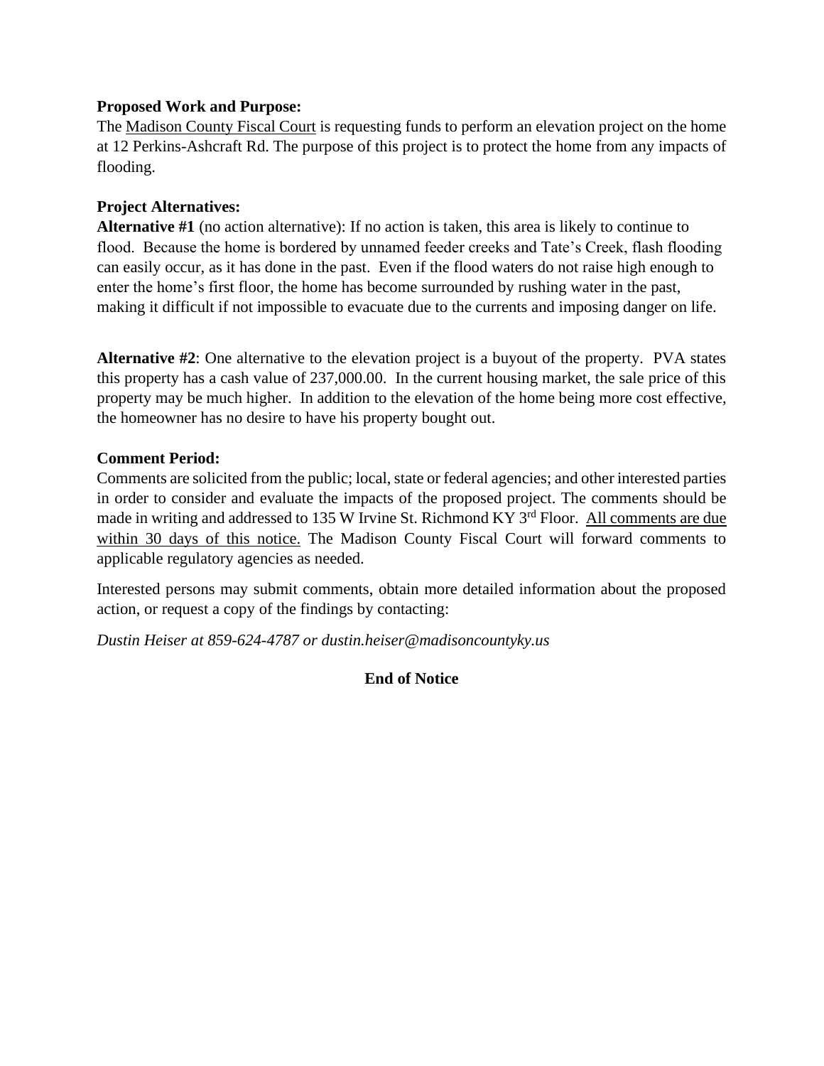**Proposed Work and Purpose:**

The Madison County Fiscal Court is requesting funds to perform an elevation project on the home at 12 Perkins-Ashcraft Rd. The purpose of this project is to protect the home from any impacts of flooding.

**Project Alternatives:**

**Alternative #1** (no action alternative): If no action is taken, this area is likely to continue to flood. Because the home is bordered by unnamed feeder creeks and Tate's Creek, flash flooding can easily occur, as it has done in the past. Even if the flood waters do not raise high enough to enter the home's first floor, the home has become surrounded by rushing water in the past, making it difficult if not impossible to evacuate due to the currents and imposing danger on life.

**Alternative #2**: One alternative to the elevation project is a buyout of the property. PVA states this property has a cash value of 237,000.00. In the current housing market, the sale price of this property may be much higher. In addition to the elevation of the home being more cost effective, the homeowner has no desire to have his property bought out.

**Comment Period:**

Comments are solicited from the public; local, state or federal agencies; and other interested parties in order to consider and evaluate the impacts of the proposed project. The comments should be made in writing and addressed to 135 W Irvine St. Richmond KY 3rd Floor. All comments are due within 30 days of this notice. The Madison County Fiscal Court will forward comments to applicable regulatory agencies as needed.

Interested persons may submit comments, obtain more detailed information about the proposed action, or request a copy of the findings by contacting:

*Dustin Heiser at 859-624-4787 or dustin.heiser@madisoncountyky.us*

**End of Notice**